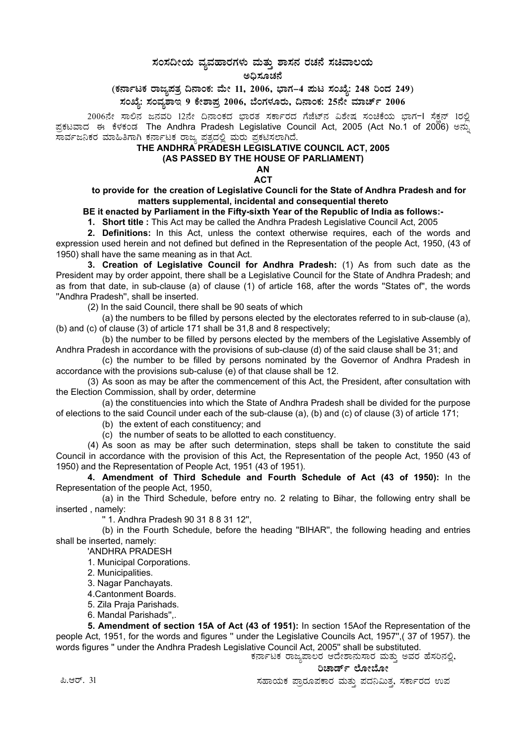# ಸಂಸದೀಯ ವ್ಯವಹಾರಗಳು ಮತ್ತು ಶಾಸನ ರಚನೆ ಸಚಿವಾಲಯ

## ಅಧಿಸೂಚನೆ

### (ಕರ್ನಾಟಕ ರಾಜ್ಯಪತ್ರ ದಿನಾಂಕ: ಮೇ 11, 2006, ಭಾಗ–4 ಪುಟ ಸಂಖ್ಯೆ: 248 ರಿಂದ 249)

### ಸಂಖ್ಯೆ: ಸಂವ್ಯಶಾಇ 9 ಕೇಶಾಪ್ರ 2006, ಬೆಂಗಳೂರು, ದಿನಾಂಕ: 25ನೇ ಮಾರ್ಚ್ 2006

2006ನೇ ಸಾಲಿನ ಜನವರಿ 12ನೇ ದಿನಾಂಕದ ಭಾರತ ಸರ್ಕಾರದ ಗೆಜೆಟ್‌ನ ವಿಶೇಷ ಸಂಚಿಕೆಯ ಭಾಗ-I ಸೆಕ್ಷನ್ 1ರಲ್ಲಿ ಪ್ರಕಟವಾದ ಈ ಕೆಳಕಂಡ The Andhra Pradesh Legislative Council Act, 2005 (Act No.1 of 2006) ಅನ್ನು ಸಾರ್ವಜನಿಕರ ಮಾಹಿತಿಗಾಗಿ ಕರ್ನಾಟಕ ರಾಜ್ಯ ಪತ್ರದಲ್ಲಿ ಮರು ಪ್ರಕಟಿಸಲಾಗಿದೆ.

## THE ANDHRA PRADESH LEGISLATIVE COUNCIL ACT, 2005
## (AS PASSED BY THE HOUSE OF PARLIAMENT)

**AN**

**ACT**

**to provide for the creation of Legislative Councli for the State of Andhra Pradesh and for matters supplemental, incidental and consequential thereto**

**BE it enacted by Parliament in the Fifty-sixth Year of the Republic of India as follows:-**

**1. Short title :** This Act may be called the Andhra Pradesh Legislative Council Act, 2005

**2. Definitions:** In this Act, unless the context otherwise requires, each of the words and expression used herein and not defined but defined in the Representation of the people Act, 1950, (43 of 1950) shall have the same meaning as in that Act.

**3. Creation of Legislative Council for Andhra Pradesh:** (1) As from such date as the President may by order appoint, there shall be a Legislative Council for the State of Andhra Pradesh; and as from that date, in sub-clause (a) of clause (1) of article 168, after the words "States of", the words "Andhra Pradesh", shall be inserted.

(2) In the said Council, there shall be 90 seats of which

(a) the numbers to be filled by persons elected by the electorates referred to in sub-clause (a), (b) and (c) of clause (3) of article 171 shall be 31,8 and 8 respectively;

(b) the number to be filled by persons elected by the members of the Legislative Assembly of Andhra Pradesh in accordance with the provisions of sub-clause (d) of the said clause shall be 31; and

(c) the number to be filled by persons nominated by the Governor of Andhra Pradesh in accordance with the provisions sub-caluse (e) of that clause shall be 12.

(3) As soon as may be after the commencement of this Act, the President, after consultation with the Election Commission, shall by order, determine

(a) the constituencies into which the State of Andhra Pradesh shall be divided for the purpose of elections to the said Council under each of the sub-clause (a), (b) and (c) of clause (3) of article 171;

(b) the extent of each constituency; and

(c) the number of seats to be allotted to each constituency.

(4) As soon as may be after such determination, steps shall be taken to constitute the said Council in accordance with the provision of this Act, the Representation of the people Act, 1950 (43 of 1950) and the Representation of People Act, 1951 (43 of 1951).

**4. Amendment of Third Schedule and Fourth Schedule of Act (43 of 1950):** In the Representation of the people Act, 1950,

(a) in the Third Schedule, before entry no. 2 relating to Bihar, the following entry shall be inserted , namely:

" 1. Andhra Pradesh 90 31 8 8 31 12",

(b) in the Fourth Schedule, before the heading "BIHAR", the following heading and entries shall be inserted, namely:

'ANDHRA PRADESH

1. Municipal Corporations.
2. Municipalities.
3. Nagar Panchayats.
4. Cantonment Boards.
5. Zila Praja Parishads.
6. Mandal Parishads",.

**5. Amendment of section 15A of Act (43 of 1951):** In section 15Aof the Representation of the people Act, 1951, for the words and figures " under the Legislative Councils Act, 1957",( 37 of 1957). the words figures " under the Andhra Pradesh Legislative Council Act, 2005" shall be substituted.

ಕರ್ನಾಟಕ ರಾಜ್ಯಪಾಲರ ಆದೇಶಾನುಸಾರ ಮತ್ತು ಅವರ ಹೆಸರಿನಲ್ಲಿ,

**ರಿಚಾರ್ಡ್ ಲೋಬೋ**

ಪಿ.ಆರ್. 31

ಸಹಾಯಕ ಪ್ರಾರೂಪಕಾರ ಮತ್ತು ಪದನಿಮಿತ್ತ, ಸರ್ಕಾರದ ಉಪ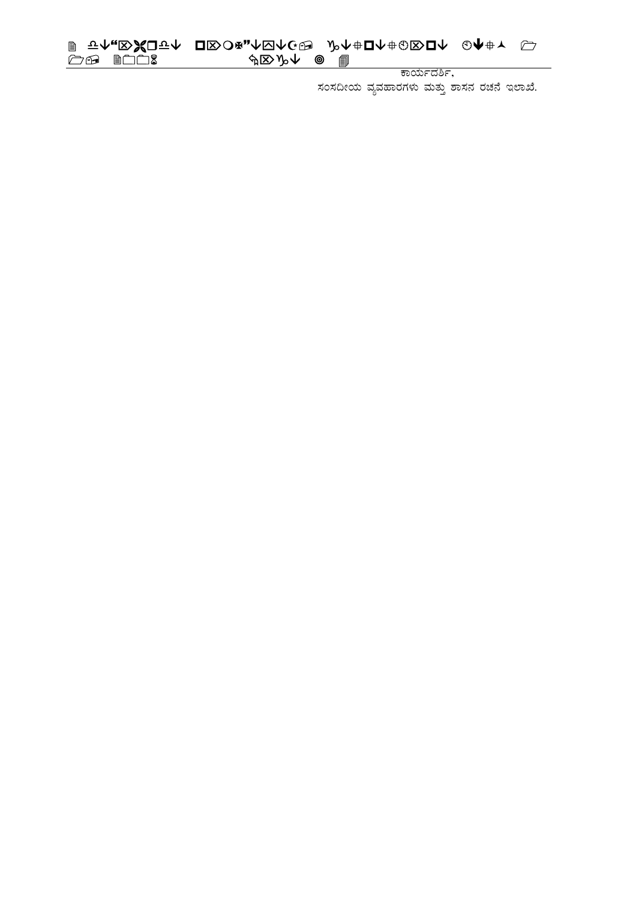ಕಾರ್ಯದರ್ಶಿ,

ಸಂಸದೀಯ ವ್ಯವಹಾರಗಳು ಮತ್ತು ಶಾಸನ ರಚನೆ ಇಲಾಖೆ.